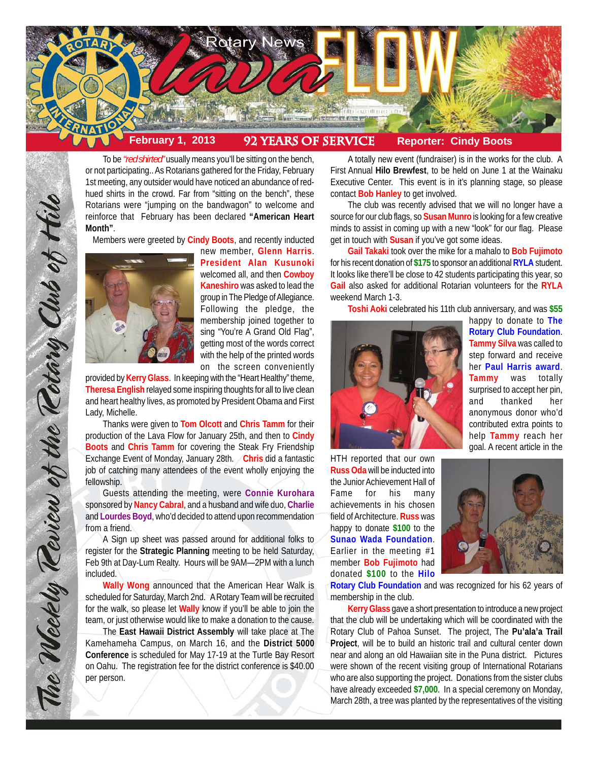# Rotary News lava FLOW

**February 1, 2013** | **92 YEARS OF SERVICE** | **Reporter: Cindy Boots**

*The Weekly Review of the Rotary Club of Hilo*

To be *"red shirted"* usually means you'll be sitting on the bench, or not participating.. As Rotarians gathered for the Friday, February 1st meeting, any outsider would have noticed an abundance of red-hued shirts in the crowd. Far from "sitting on the bench", these Rotarians were "jumping on the bandwagon" to welcome and reinforce that February has been declared **"American Heart Month"**.

Members were greeted by **Cindy Boots**, and recently inducted new member, **Glenn Harris**. **President Alan Kusunoki** welcomed all, and then **Cowboy Kaneshiro** was asked to lead the group in The Pledge of Allegiance. Following the pledge, the membership joined together to sing "You're A Grand Old Flag", getting most of the words correct with the help of the printed words on the screen conveniently provided by **Kerry Glass**. In keeping with the "Heart Healthy" theme, **Theresa English** relayed some inspiring thoughts for all to live clean and heart healthy lives, as promoted by President Obama and First Lady, Michelle.

Thanks were given to **Tom Olcott** and **Chris Tamm** for their production of the Lava Flow for January 25th, and then to **Cindy Boots** and **Chris Tamm** for covering the Steak Fry Friendship Exchange Event of Monday, January 28th. **Chris** did a fantastic job of catching many attendees of the event wholly enjoying the fellowship.

Guests attending the meeting, were **Connie Kurohara** sponsored by **Nancy Cabral**, and a husband and wife duo, **Charlie** and **Lourdes Boyd**, who'd decided to attend upon recommendation from a friend.

A Sign up sheet was passed around for additional folks to register for the **Strategic Planning** meeting to be held Saturday, Feb 9th at Day-Lum Realty. Hours will be 9AM—2PM with a lunch included.

**Wally Wong** announced that the American Hear Walk is scheduled for Saturday, March 2nd. A Rotary Team will be recruited for the walk, so please let **Wally** know if you'll be able to join the team, or just otherwise would like to make a donation to the cause.

The **East Hawaii District Assembly** will take place at The Kamehameha Campus, on March 16, and the **District 5000 Conference** is scheduled for May 17-19 at the Turtle Bay Resort on Oahu. The registration fee for the district conference is $40.00 per person.

A totally new event (fundraiser) is in the works for the club. A First Annual **Hilo Brewfest**, to be held on June 1 at the Wainaku Executive Center. This event is in it's planning stage, so please contact **Bob Hanley** to get involved.

The club was recently advised that we will no longer have a source for our club flags, so **Susan Munro** is looking for a few creative minds to assist in coming up with a new "look" for our flag. Please get in touch with **Susan** if you've got some ideas.

**Gail Takaki** took over the mike for a mahalo to **Bob Fujimoto** for his recent donation of **$175** to sponsor an additional **RYLA** student. It looks like there'll be close to 42 students participating this year, so **Gail** also asked for additional Rotarian volunteers for the **RYLA** weekend March 1-3.

**Toshi Aoki** celebrated his 11th club anniversary, and was **$55** happy to donate to **The Rotary Club Foundation**. **Tammy Silva** was called to step forward and receive her **Paul Harris award**. **Tammy** was totally surprised to accept her pin, and thanked her anonymous donor who'd contributed extra points to help **Tammy** reach her goal. A recent article in the HTH reported that our own **Russ Oda** will be inducted into the Junior Achievement Hall of Fame for his many achievements in his chosen field of Architecture. **Russ** was happy to donate **$100** to the **Sunao Wada Foundation**. Earlier in the meeting #1 member **Bob Fujimoto** had donated **$100** to the **Hilo Rotary Club Foundation** and was recognized for his 62 years of membership in the club.

**Kerry Glass** gave a short presentation to introduce a new project that the club will be undertaking which will be coordinated with the Rotary Club of Pahoa Sunset. The project, The **Pu'ala'a Trail Project**, will be to build an historic trail and cultural center down near and along an old Hawaiian site in the Puna district. Pictures were shown of the recent visiting group of International Rotarians who are also supporting the project. Donations from the sister clubs have already exceeded **$7,000**. In a special ceremony on Monday, March 28th, a tree was planted by the representatives of the visiting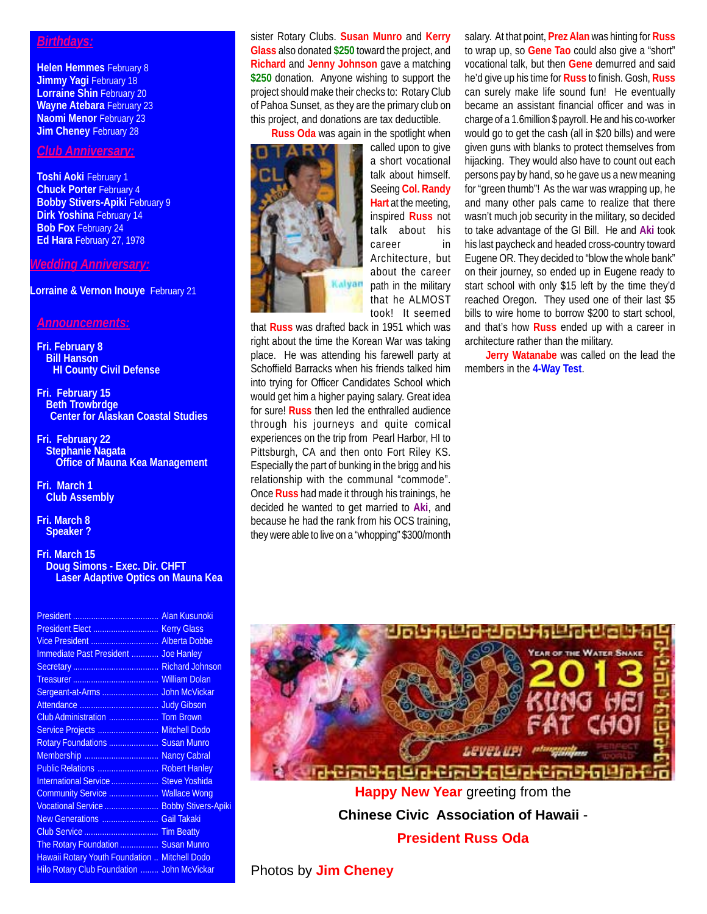## *Birthdays:*

**Helen Hemmes** February 8
**Jimmy Yagi** February 18
**Lorraine Shin** February 20
**Wayne Atebara** February 23
**Naomi Menor** February 23
**Jim Cheney** February 28

## *Club Anniversary:*

**Toshi Aoki** February 1
**Chuck Porter** February 4
**Bobby Stivers-Apiki** February 9
**Dirk Yoshina** February 14
**Bob Fox** February 24
**Ed Hara** February 27, 1978

## *Wedding Anniversary:*

**Lorraine & Vernon Inouye** February 21

## *Announcements:*

**Fri. February 8**
**Bill Hanson**
**HI County Civil Defense**

**Fri. February 15**
**Beth Trowbrdge**
**Center for Alaskan Coastal Studies**

**Fri. February 22**
**Stephanie Nagata**
**Office of Mauna Kea Management**

**Fri. March 1**
**Club Assembly**

**Fri. March 8**
**Speaker ?**

**Fri. March 15**
**Doug Simons - Exec. Dir. CHFT**
**Laser Adaptive Optics on Mauna Kea**

| | |
|---|---|
| President | Alan Kusunoki |
| President Elect | Kerry Glass |
| Vice President | Alberta Dobbe |
| Immediate Past President | Joe Hanley |
| Secretary | Richard Johnson |
| Treasurer | William Dolan |
| Sergeant-at-Arms | John McVickar |
| Attendance | Judy Gibson |
| Club Administration | Tom Brown |
| Service Projects | Mitchell Dodo |
| Rotary Foundations | Susan Munro |
| Membership | Nancy Cabral |
| Public Relations | Robert Hanley |
| International Service | Steve Yoshida |
| Community Service | Wallace Wong |
| Vocational Service | Bobby Stivers-Apiki |
| New Generations | Gail Takaki |
| Club Service | Tim Beatty |
| The Rotary Foundation | Susan Munro |
| Hawaii Rotary Youth Foundation | Mitchell Dodo |
| Hilo Rotary Club Foundation | John McVickar |

sister Rotary Clubs. **Susan Munro** and **Kerry Glass** also donated **$250** toward the project, and **Richard** and **Jenny Johnson** gave a matching **$250** donation. Anyone wishing to support the project should make their checks to: Rotary Club of Pahoa Sunset, as they are the primary club on this project, and donations are tax deductible.

**Russ Oda** was again in the spotlight when called upon to give a short vocational talk about himself. Seeing **Col. Randy Hart** at the meeting, inspired **Russ** not talk about his career in Architecture, but about the career path in the military that he ALMOST took! It seemed that **Russ** was drafted back in 1951 which was right about the time the Korean War was taking place. He was attending his farewell party at Schoffield Barracks when his friends talked him into trying for Officer Candidates School which would get him a higher paying salary. Great idea for sure! **Russ** then led the enthralled audience through his journeys and quite comical experiences on the trip from Pearl Harbor, HI to Pittsburgh, CA and then onto Fort Riley KS. Especially the part of bunking in the brigg and his relationship with the communal "commode". Once **Russ** had made it through his trainings, he decided he wanted to get married to **Aki**, and because he had the rank from his OCS training, they were able to live on a "whopping" $300/month salary. At that point, **Prez Alan** was hinting for **Russ** to wrap up, so **Gene Tao** could also give a "short" vocational talk, but then **Gene** demurred and said he'd give up his time for **Russ** to finish. Gosh, **Russ** can surely make life sound fun! He eventually became an assistant financial officer and was in charge of a 1.6million $ payroll. He and his co-worker would go to get the cash (all in $20 bills) and were given guns with blanks to protect themselves from hijacking. They would also have to count out each persons pay by hand, so he gave us a new meaning for "green thumb"! As the war was wrapping up, he and many other pals came to realize that there wasn't much job security in the military, so decided to take advantage of the GI Bill. He and **Aki** took his last paycheck and headed cross-country toward Eugene OR. They decided to "blow the whole bank" on their journey, so ended up in Eugene ready to start school with only $15 left by the time they'd reached Oregon. They used one of their last $5 bills to wire home to borrow $200 to start school, and that's how **Russ** ended up with a career in architecture rather than the military.

**Jerry Watanabe** was called on the lead the members in the **4-Way Test**.

**Happy New Year** greeting from the
**Chinese Civic Association of Hawaii** -
**President Russ Oda**

Photos by **Jim Cheney**